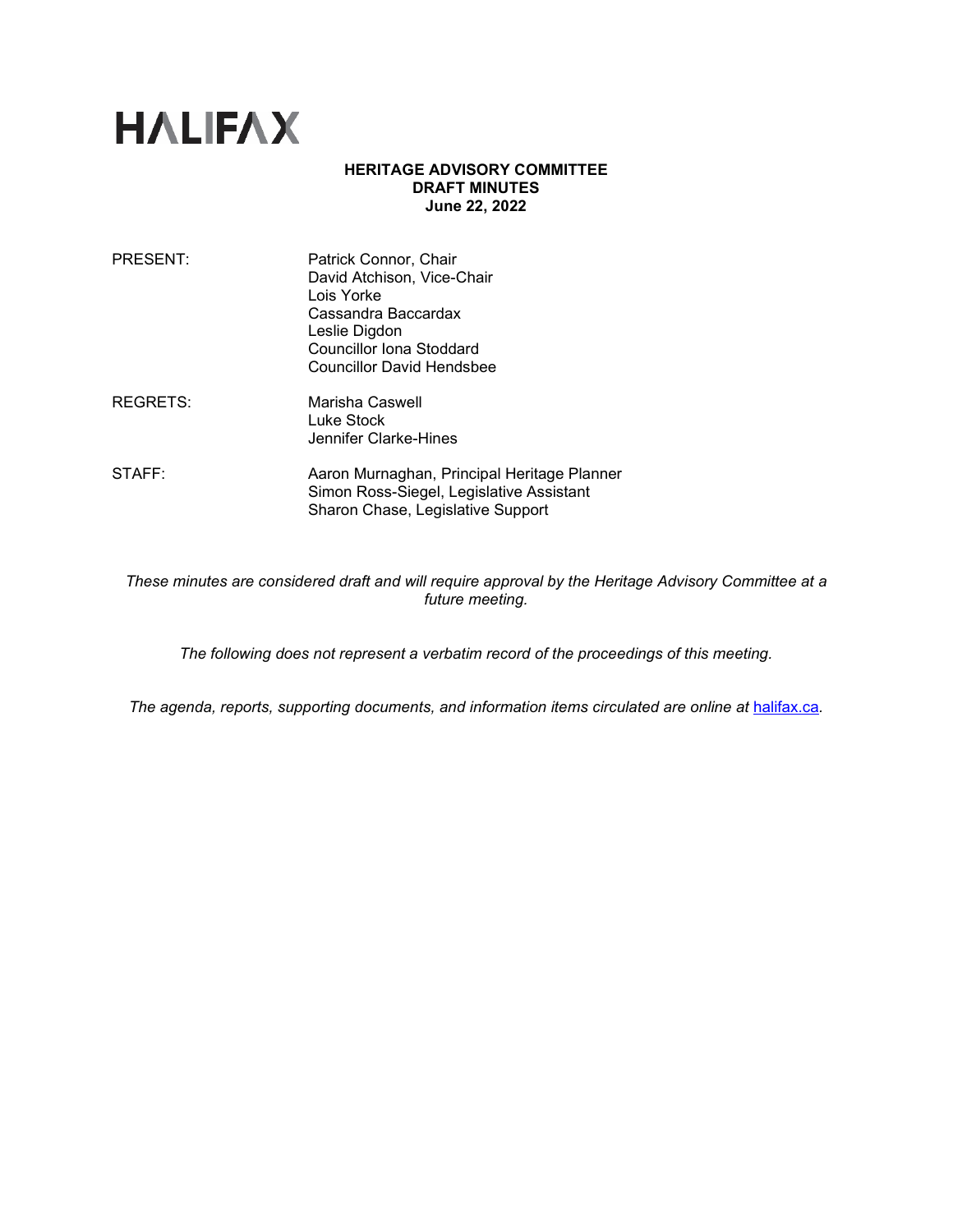# HALIFAX

**HERITAGE ADVISORY COMMITTEE**
**DRAFT MINUTES**
**June 22, 2022**

| | |
|---|---|
| PRESENT: | Patrick Connor, Chair<br>David Atchison, Vice-Chair<br>Lois Yorke<br>Cassandra Baccardax<br>Leslie Digdon<br>Councillor Iona Stoddard<br>Councillor David Hendsbee |
| REGRETS: | Marisha Caswell<br>Luke Stock<br>Jennifer Clarke-Hines |
| STAFF: | Aaron Murnaghan, Principal Heritage Planner<br>Simon Ross-Siegel, Legislative Assistant<br>Sharon Chase, Legislative Support |

*These minutes are considered draft and will require approval by the Heritage Advisory Committee at a future meeting.*

*The following does not represent a verbatim record of the proceedings of this meeting.*

*The agenda, reports, supporting documents, and information items circulated are online at* [halifax.ca](halifax.ca)*.*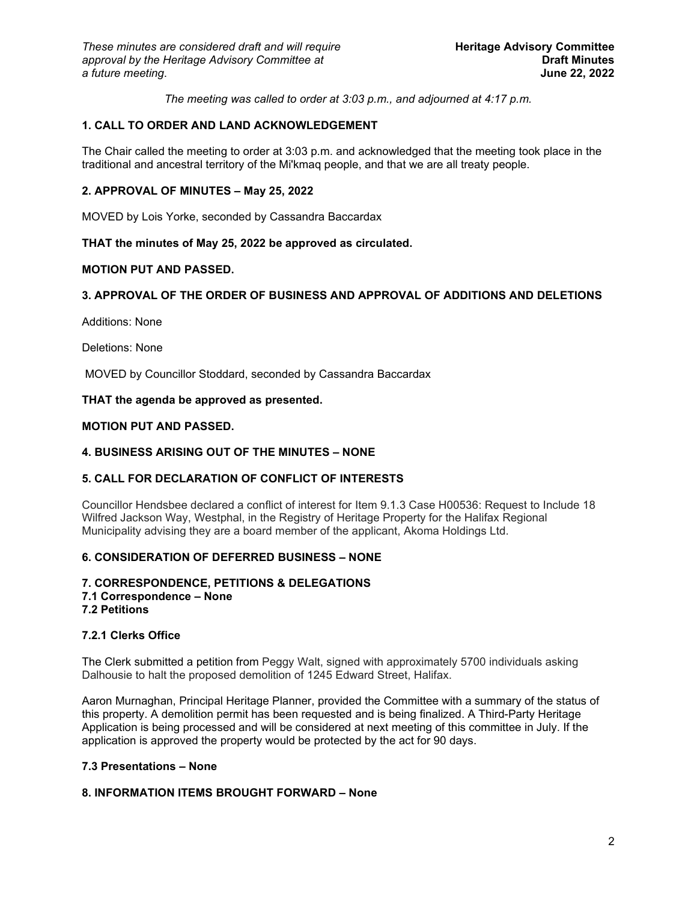*The meeting was called to order at 3:03 p.m., and adjourned at 4:17 p.m.*

## 1. CALL TO ORDER AND LAND ACKNOWLEDGEMENT

The Chair called the meeting to order at 3:03 p.m. and acknowledged that the meeting took place in the traditional and ancestral territory of the Mi'kmaq people, and that we are all treaty people.

## 2. APPROVAL OF MINUTES – May 25, 2022

MOVED by Lois Yorke, seconded by Cassandra Baccardax

**THAT the minutes of May 25, 2022 be approved as circulated.**

**MOTION PUT AND PASSED.**

## 3. APPROVAL OF THE ORDER OF BUSINESS AND APPROVAL OF ADDITIONS AND DELETIONS

Additions: None

Deletions: None

MOVED by Councillor Stoddard, seconded by Cassandra Baccardax

**THAT the agenda be approved as presented.**

**MOTION PUT AND PASSED.**

## 4. BUSINESS ARISING OUT OF THE MINUTES – NONE

## 5. CALL FOR DECLARATION OF CONFLICT OF INTERESTS

Councillor Hendsbee declared a conflict of interest for Item 9.1.3 Case H00536: Request to Include 18 Wilfred Jackson Way, Westphal, in the Registry of Heritage Property for the Halifax Regional Municipality advising they are a board member of the applicant, Akoma Holdings Ltd.

## 6. CONSIDERATION OF DEFERRED BUSINESS – NONE

## 7. CORRESPONDENCE, PETITIONS & DELEGATIONS

### 7.1 Correspondence – None

### 7.2 Petitions

#### 7.2.1 Clerks Office

The Clerk submitted a petition from Peggy Walt, signed with approximately 5700 individuals asking Dalhousie to halt the proposed demolition of 1245 Edward Street, Halifax.

Aaron Murnaghan, Principal Heritage Planner, provided the Committee with a summary of the status of this property. A demolition permit has been requested and is being finalized. A Third-Party Heritage Application is being processed and will be considered at next meeting of this committee in July. If the application is approved the property would be protected by the act for 90 days.

### 7.3 Presentations – None

## 8. INFORMATION ITEMS BROUGHT FORWARD – None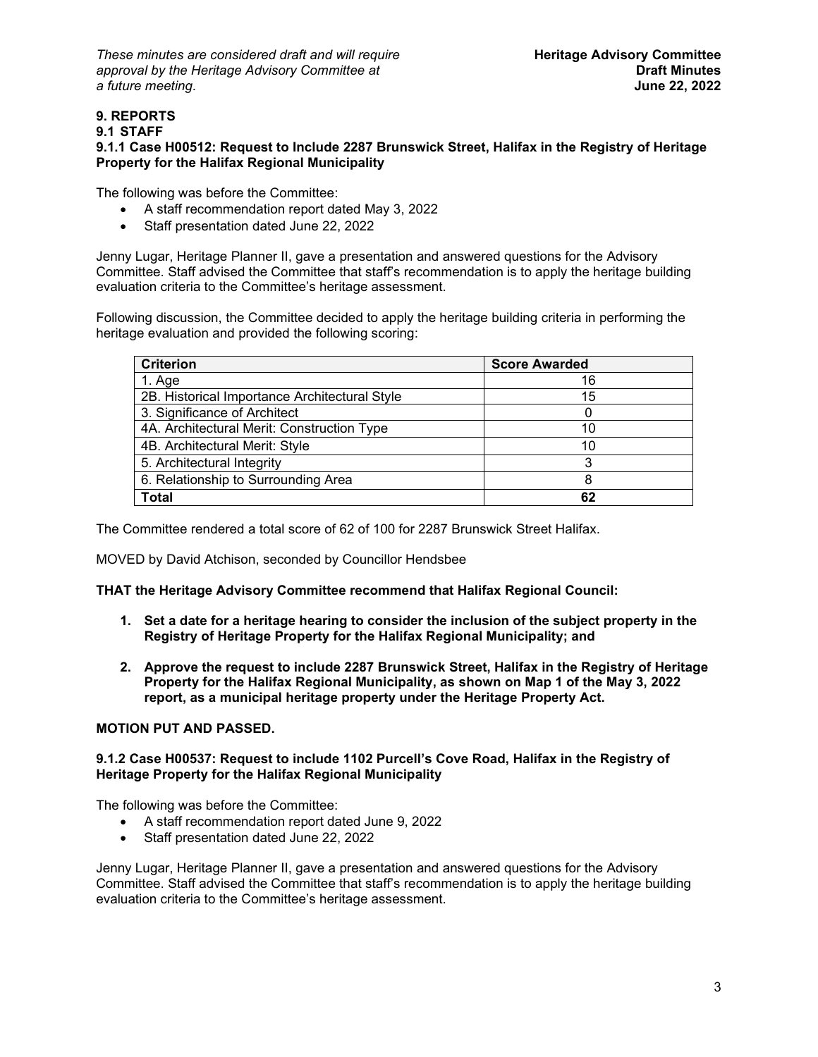## 9. REPORTS

### 9.1 STAFF

#### 9.1.1 Case H00512: Request to Include 2287 Brunswick Street, Halifax in the Registry of Heritage Property for the Halifax Regional Municipality

The following was before the Committee:

- A staff recommendation report dated May 3, 2022
- Staff presentation dated June 22, 2022

Jenny Lugar, Heritage Planner II, gave a presentation and answered questions for the Advisory Committee. Staff advised the Committee that staff's recommendation is to apply the heritage building evaluation criteria to the Committee's heritage assessment.

Following discussion, the Committee decided to apply the heritage building criteria in performing the heritage evaluation and provided the following scoring:

| Criterion | Score Awarded |
|---|---|
| 1. Age | 16 |
| 2B. Historical Importance Architectural Style | 15 |
| 3. Significance of Architect | 0 |
| 4A. Architectural Merit: Construction Type | 10 |
| 4B. Architectural Merit: Style | 10 |
| 5. Architectural Integrity | 3 |
| 6. Relationship to Surrounding Area | 8 |
| **Total** | **62** |

The Committee rendered a total score of 62 of 100 for 2287 Brunswick Street Halifax.

MOVED by David Atchison, seconded by Councillor Hendsbee

**THAT the Heritage Advisory Committee recommend that Halifax Regional Council:**

1. **Set a date for a heritage hearing to consider the inclusion of the subject property in the Registry of Heritage Property for the Halifax Regional Municipality; and**
2. **Approve the request to include 2287 Brunswick Street, Halifax in the Registry of Heritage Property for the Halifax Regional Municipality, as shown on Map 1 of the May 3, 2022 report, as a municipal heritage property under the Heritage Property Act.**

**MOTION PUT AND PASSED.**

#### 9.1.2 Case H00537: Request to include 1102 Purcell's Cove Road, Halifax in the Registry of Heritage Property for the Halifax Regional Municipality

The following was before the Committee:

- A staff recommendation report dated June 9, 2022
- Staff presentation dated June 22, 2022

Jenny Lugar, Heritage Planner II, gave a presentation and answered questions for the Advisory Committee. Staff advised the Committee that staff's recommendation is to apply the heritage building evaluation criteria to the Committee's heritage assessment.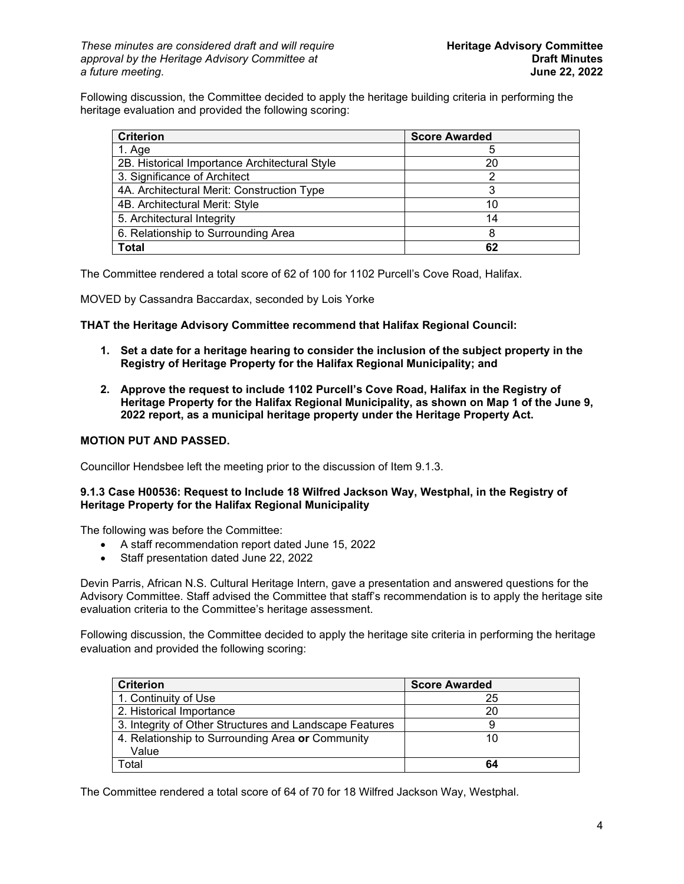Following discussion, the Committee decided to apply the heritage building criteria in performing the heritage evaluation and provided the following scoring:

| Criterion | Score Awarded |
|---|---|
| 1. Age | 5 |
| 2B. Historical Importance Architectural Style | 20 |
| 3. Significance of Architect | 2 |
| 4A. Architectural Merit: Construction Type | 3 |
| 4B. Architectural Merit: Style | 10 |
| 5. Architectural Integrity | 14 |
| 6. Relationship to Surrounding Area | 8 |
| **Total** | **62** |

The Committee rendered a total score of 62 of 100 for 1102 Purcell's Cove Road, Halifax.

MOVED by Cassandra Baccardax, seconded by Lois Yorke

**THAT the Heritage Advisory Committee recommend that Halifax Regional Council:**

1. **Set a date for a heritage hearing to consider the inclusion of the subject property in the Registry of Heritage Property for the Halifax Regional Municipality; and**
2. **Approve the request to include 1102 Purcell's Cove Road, Halifax in the Registry of Heritage Property for the Halifax Regional Municipality, as shown on Map 1 of the June 9, 2022 report, as a municipal heritage property under the Heritage Property Act.**

**MOTION PUT AND PASSED.**

Councillor Hendsbee left the meeting prior to the discussion of Item 9.1.3.

**9.1.3 Case H00536: Request to Include 18 Wilfred Jackson Way, Westphal, in the Registry of Heritage Property for the Halifax Regional Municipality**

The following was before the Committee:

- A staff recommendation report dated June 15, 2022
- Staff presentation dated June 22, 2022

Devin Parris, African N.S. Cultural Heritage Intern, gave a presentation and answered questions for the Advisory Committee. Staff advised the Committee that staff's recommendation is to apply the heritage site evaluation criteria to the Committee's heritage assessment.

Following discussion, the Committee decided to apply the heritage site criteria in performing the heritage evaluation and provided the following scoring:

| Criterion | Score Awarded |
|---|---|
| 1. Continuity of Use | 25 |
| 2. Historical Importance | 20 |
| 3. Integrity of Other Structures and Landscape Features | 9 |
| 4. Relationship to Surrounding Area **or** Community Value | 10 |
| Total | **64** |

The Committee rendered a total score of 64 of 70 for 18 Wilfred Jackson Way, Westphal.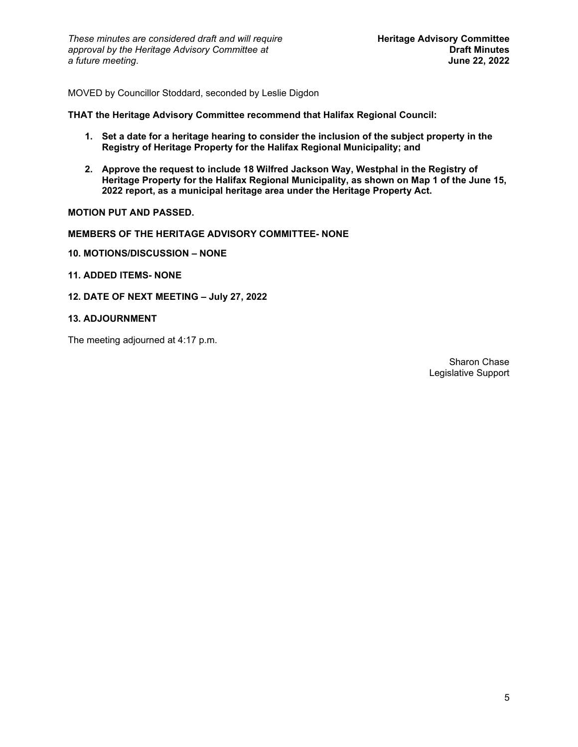MOVED by Councillor Stoddard, seconded by Leslie Digdon

**THAT the Heritage Advisory Committee recommend that Halifax Regional Council:**

1. **Set a date for a heritage hearing to consider the inclusion of the subject property in the Registry of Heritage Property for the Halifax Regional Municipality; and**
2. **Approve the request to include 18 Wilfred Jackson Way, Westphal in the Registry of Heritage Property for the Halifax Regional Municipality, as shown on Map 1 of the June 15, 2022 report, as a municipal heritage area under the Heritage Property Act.**

**MOTION PUT AND PASSED.**

**MEMBERS OF THE HERITAGE ADVISORY COMMITTEE- NONE**

**10. MOTIONS/DISCUSSION – NONE**

**11. ADDED ITEMS- NONE**

**12. DATE OF NEXT MEETING – July 27, 2022**

**13. ADJOURNMENT**

The meeting adjourned at 4:17 p.m.

Sharon Chase
Legislative Support